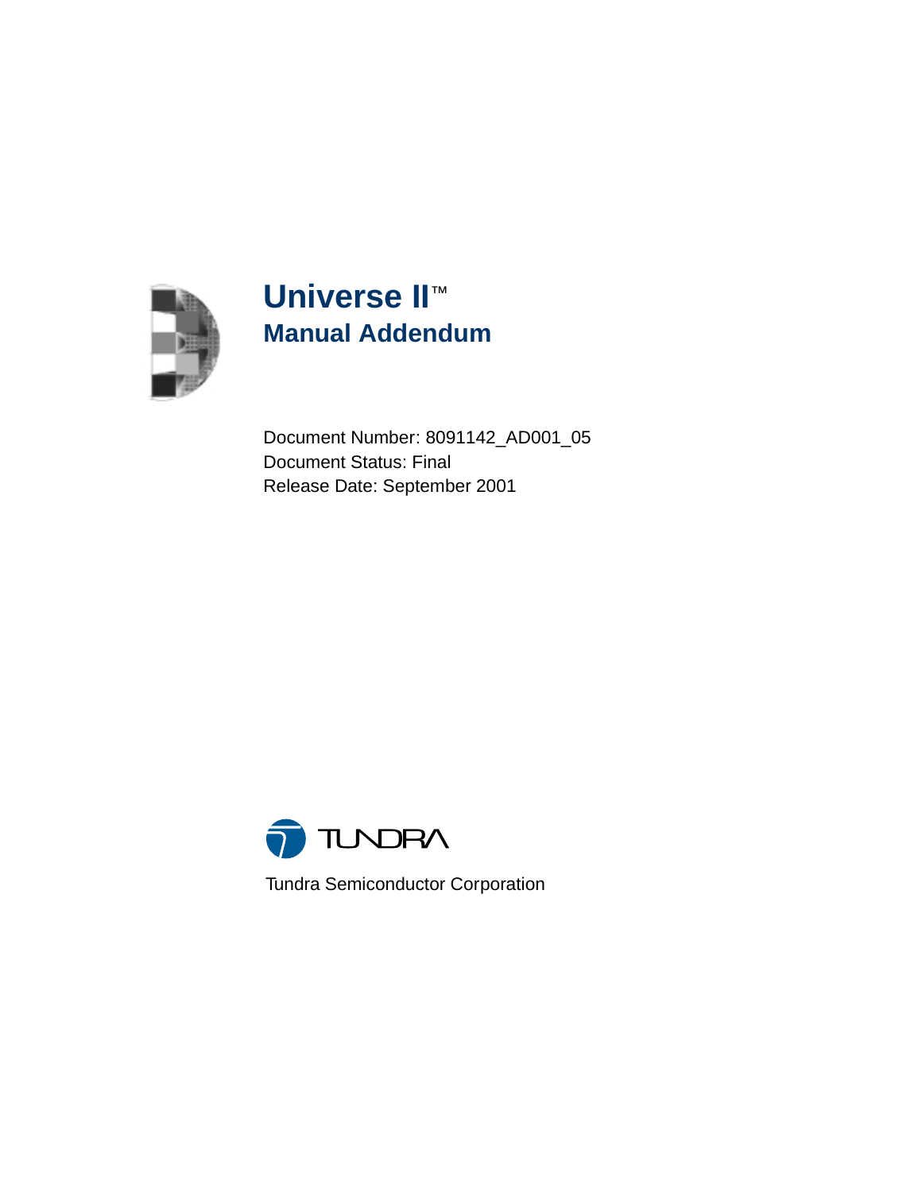# Universe II™

## Manual Addendum

Document Number: 8091142_AD001_05
Document Status: Final
Release Date: September 2001

Tundra Semiconductor Corporation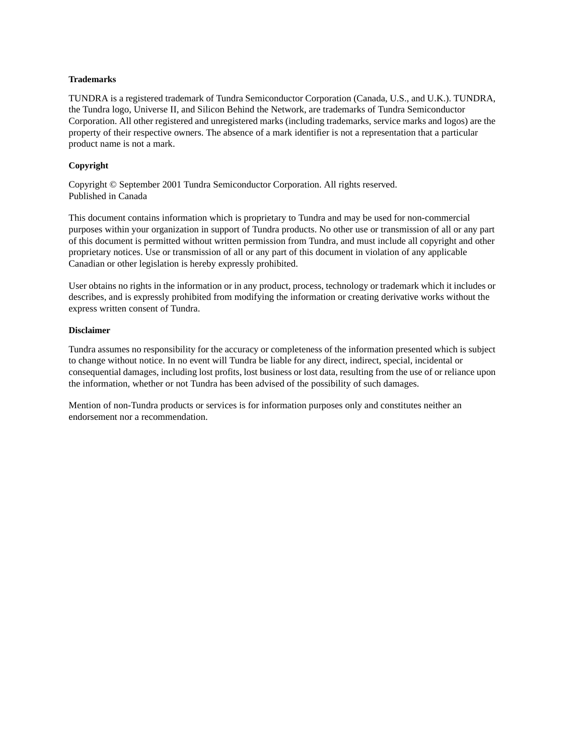**Trademarks**

TUNDRA is a registered trademark of Tundra Semiconductor Corporation (Canada, U.S., and U.K.). TUNDRA, the Tundra logo, Universe II, and Silicon Behind the Network, are trademarks of Tundra Semiconductor Corporation. All other registered and unregistered marks (including trademarks, service marks and logos) are the property of their respective owners. The absence of a mark identifier is not a representation that a particular product name is not a mark.

**Copyright**

Copyright © September 2001 Tundra Semiconductor Corporation. All rights reserved.
Published in Canada

This document contains information which is proprietary to Tundra and may be used for non-commercial purposes within your organization in support of Tundra products. No other use or transmission of all or any part of this document is permitted without written permission from Tundra, and must include all copyright and other proprietary notices. Use or transmission of all or any part of this document in violation of any applicable Canadian or other legislation is hereby expressly prohibited.

User obtains no rights in the information or in any product, process, technology or trademark which it includes or describes, and is expressly prohibited from modifying the information or creating derivative works without the express written consent of Tundra.

**Disclaimer**

Tundra assumes no responsibility for the accuracy or completeness of the information presented which is subject to change without notice. In no event will Tundra be liable for any direct, indirect, special, incidental or consequential damages, including lost profits, lost business or lost data, resulting from the use of or reliance upon the information, whether or not Tundra has been advised of the possibility of such damages.

Mention of non-Tundra products or services is for information purposes only and constitutes neither an endorsement nor a recommendation.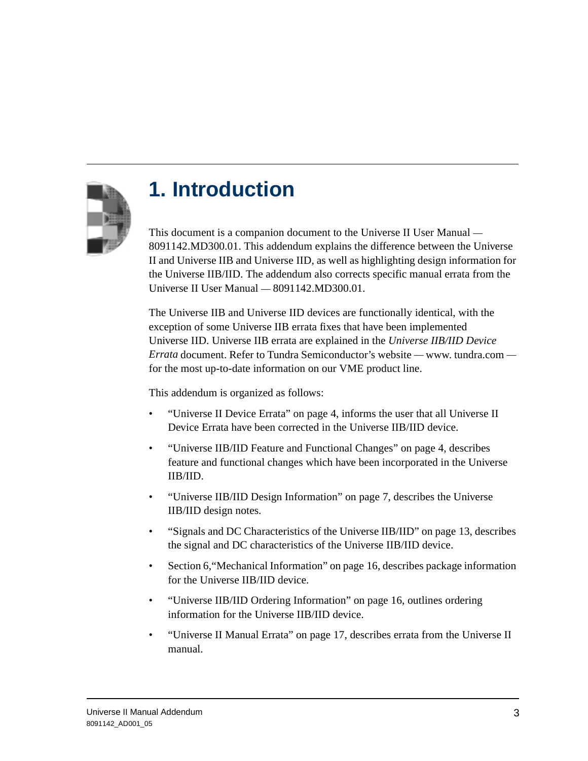# 1. Introduction

This document is a companion document to the Universe II User Manual — 8091142.MD300.01. This addendum explains the difference between the Universe II and Universe IIB and Universe IID, as well as highlighting design information for the Universe IIB/IID. The addendum also corrects specific manual errata from the Universe II User Manual — 8091142.MD300.01.

The Universe IIB and Universe IID devices are functionally identical, with the exception of some Universe IIB errata fixes that have been implemented Universe IID. Universe IIB errata are explained in the *Universe IIB/IID Device Errata* document. Refer to Tundra Semiconductor's website — www. tundra.com — for the most up-to-date information on our VME product line.

This addendum is organized as follows:

- "Universe II Device Errata" on page 4, informs the user that all Universe II Device Errata have been corrected in the Universe IIB/IID device.
- "Universe IIB/IID Feature and Functional Changes" on page 4, describes feature and functional changes which have been incorporated in the Universe IIB/IID.
- "Universe IIB/IID Design Information" on page 7, describes the Universe IIB/IID design notes.
- "Signals and DC Characteristics of the Universe IIB/IID" on page 13, describes the signal and DC characteristics of the Universe IIB/IID device.
- Section 6,"Mechanical Information" on page 16, describes package information for the Universe IIB/IID device.
- "Universe IIB/IID Ordering Information" on page 16, outlines ordering information for the Universe IIB/IID device.
- "Universe II Manual Errata" on page 17, describes errata from the Universe II manual.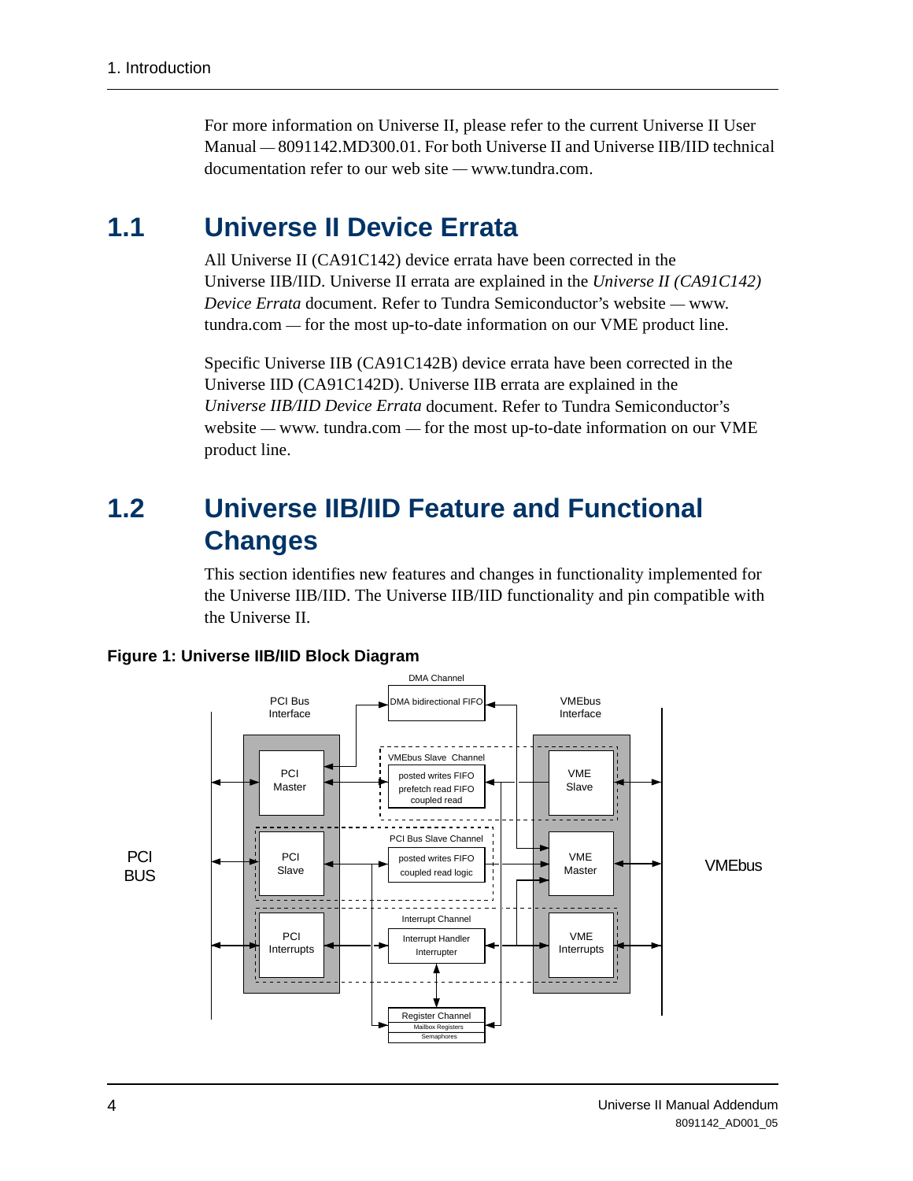For more information on Universe II, please refer to the current Universe II User Manual — 8091142.MD300.01. For both Universe II and Universe IIB/IID technical documentation refer to our web site — www.tundra.com.

## 1.1 Universe II Device Errata

All Universe II (CA91C142) device errata have been corrected in the Universe IIB/IID. Universe II errata are explained in the *Universe II (CA91C142) Device Errata* document. Refer to Tundra Semiconductor's website — www.tundra.com — for the most up-to-date information on our VME product line.

Specific Universe IIB (CA91C142B) device errata have been corrected in the Universe IID (CA91C142D). Universe IIB errata are explained in the *Universe IIB/IID Device Errata* document. Refer to Tundra Semiconductor's website — www. tundra.com — for the most up-to-date information on our VME product line.

## 1.2 Universe IIB/IID Feature and Functional Changes

This section identifies new features and changes in functionality implemented for the Universe IIB/IID. The Universe IIB/IID functionality and pin compatible with the Universe II.

**Figure 1: Universe IIB/IID Block Diagram**

DMA Channel: DMA bidirectional FIFO
PCI Bus Interface: PCI Master, PCI Slave, PCI Interrupts
VMEbus Interface: VME Slave, VME Master, VME Interrupts
VMEbus Slave Channel: posted writes FIFO, prefetch read FIFO, coupled read
PCI Bus Slave Channel: posted writes FIFO, coupled read logic
Interrupt Channel: Interrupt Handler, Interrupter
Register Channel: Mailbox Registers, Semaphores
PCI BUS
VMEbus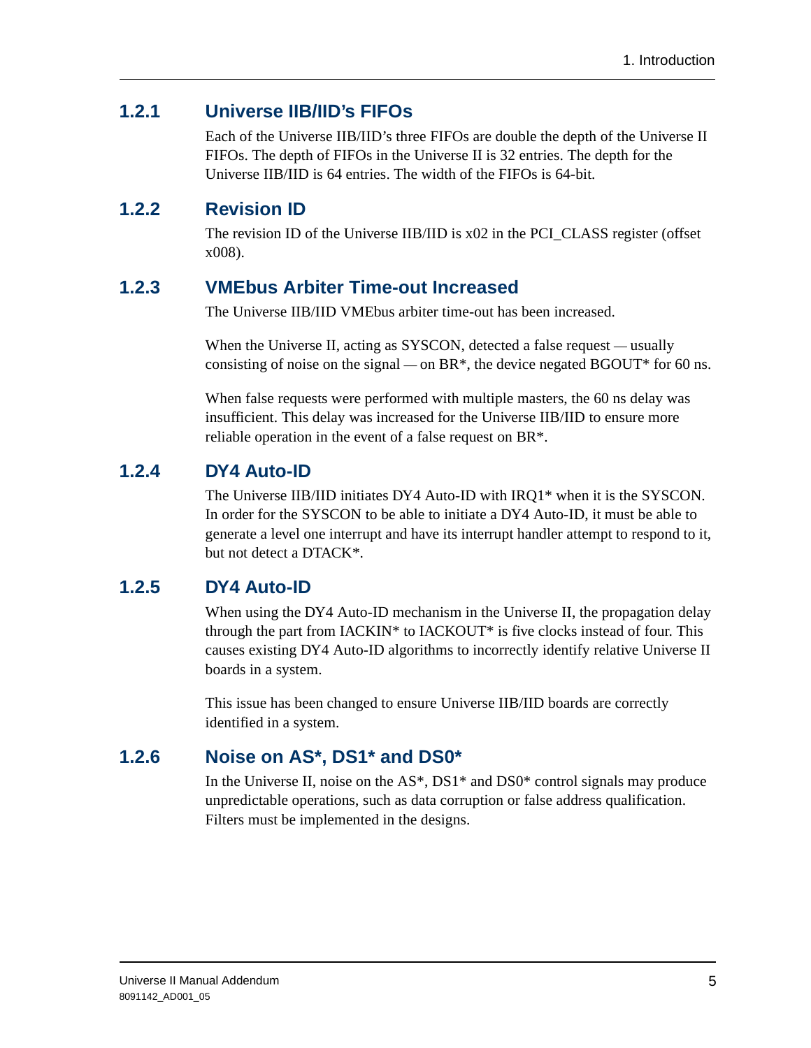### 1.2.1 Universe IIB/IID's FIFOs

Each of the Universe IIB/IID's three FIFOs are double the depth of the Universe II FIFOs. The depth of FIFOs in the Universe II is 32 entries. The depth for the Universe IIB/IID is 64 entries. The width of the FIFOs is 64-bit.

### 1.2.2 Revision ID

The revision ID of the Universe IIB/IID is x02 in the PCI_CLASS register (offset x008).

### 1.2.3 VMEbus Arbiter Time-out Increased

The Universe IIB/IID VMEbus arbiter time-out has been increased.

When the Universe II, acting as SYSCON, detected a false request — usually consisting of noise on the signal — on BR*, the device negated BGOUT* for 60 ns.

When false requests were performed with multiple masters, the 60 ns delay was insufficient. This delay was increased for the Universe IIB/IID to ensure more reliable operation in the event of a false request on BR*.

### 1.2.4 DY4 Auto-ID

The Universe IIB/IID initiates DY4 Auto-ID with IRQ1* when it is the SYSCON. In order for the SYSCON to be able to initiate a DY4 Auto-ID, it must be able to generate a level one interrupt and have its interrupt handler attempt to respond to it, but not detect a DTACK*.

### 1.2.5 DY4 Auto-ID

When using the DY4 Auto-ID mechanism in the Universe II, the propagation delay through the part from IACKIN* to IACKOUT* is five clocks instead of four. This causes existing DY4 Auto-ID algorithms to incorrectly identify relative Universe II boards in a system.

This issue has been changed to ensure Universe IIB/IID boards are correctly identified in a system.

### 1.2.6 Noise on AS*, DS1* and DS0*

In the Universe II, noise on the AS*, DS1* and DS0* control signals may produce unpredictable operations, such as data corruption or false address qualification. Filters must be implemented in the designs.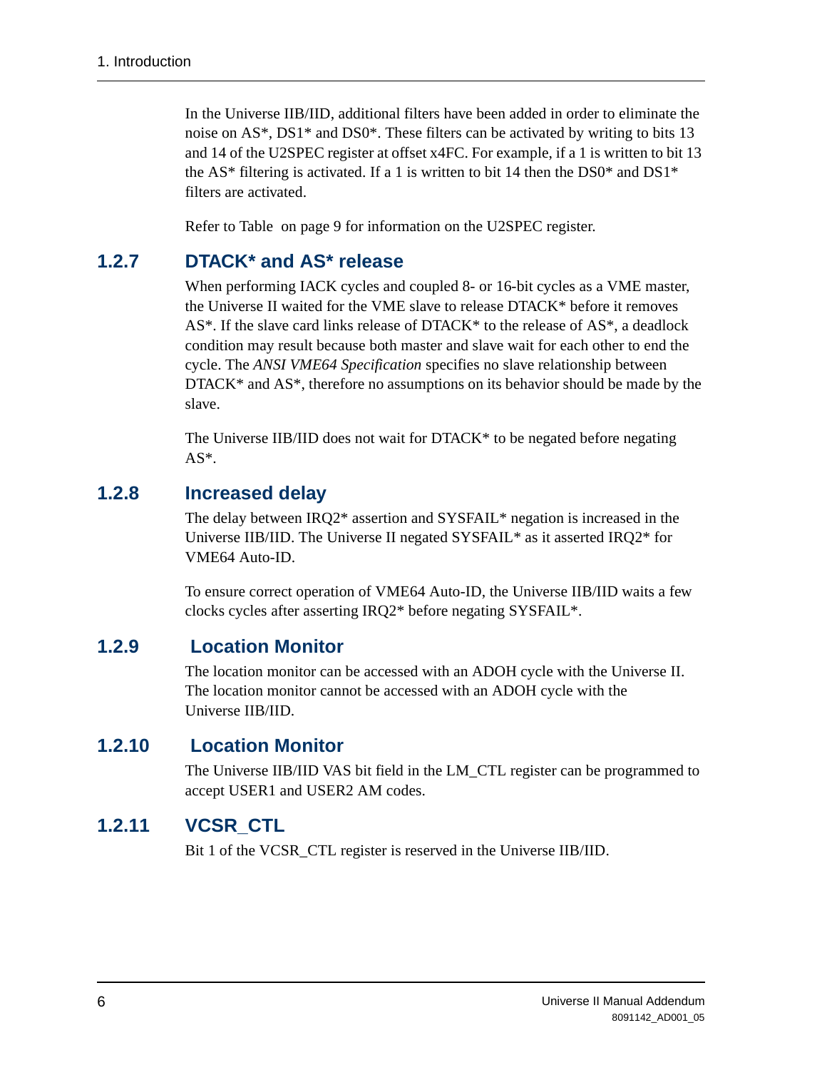In the Universe IIB/IID, additional filters have been added in order to eliminate the noise on AS*, DS1* and DS0*. These filters can be activated by writing to bits 13 and 14 of the U2SPEC register at offset x4FC. For example, if a 1 is written to bit 13 the AS* filtering is activated. If a 1 is written to bit 14 then the DS0* and DS1* filters are activated.

Refer to Table  on page 9 for information on the U2SPEC register.

### 1.2.7 DTACK* and AS* release

When performing IACK cycles and coupled 8- or 16-bit cycles as a VME master, the Universe II waited for the VME slave to release DTACK* before it removes AS*. If the slave card links release of DTACK* to the release of AS*, a deadlock condition may result because both master and slave wait for each other to end the cycle. The *ANSI VME64 Specification* specifies no slave relationship between DTACK* and AS*, therefore no assumptions on its behavior should be made by the slave.

The Universe IIB/IID does not wait for DTACK* to be negated before negating AS*.

### 1.2.8 Increased delay

The delay between IRQ2* assertion and SYSFAIL* negation is increased in the Universe IIB/IID. The Universe II negated SYSFAIL* as it asserted IRQ2* for VME64 Auto-ID.

To ensure correct operation of VME64 Auto-ID, the Universe IIB/IID waits a few clocks cycles after asserting IRQ2* before negating SYSFAIL*.

### 1.2.9 Location Monitor

The location monitor can be accessed with an ADOH cycle with the Universe II. The location monitor cannot be accessed with an ADOH cycle with the Universe IIB/IID.

### 1.2.10 Location Monitor

The Universe IIB/IID VAS bit field in the LM_CTL register can be programmed to accept USER1 and USER2 AM codes.

### 1.2.11 VCSR_CTL

Bit 1 of the VCSR_CTL register is reserved in the Universe IIB/IID.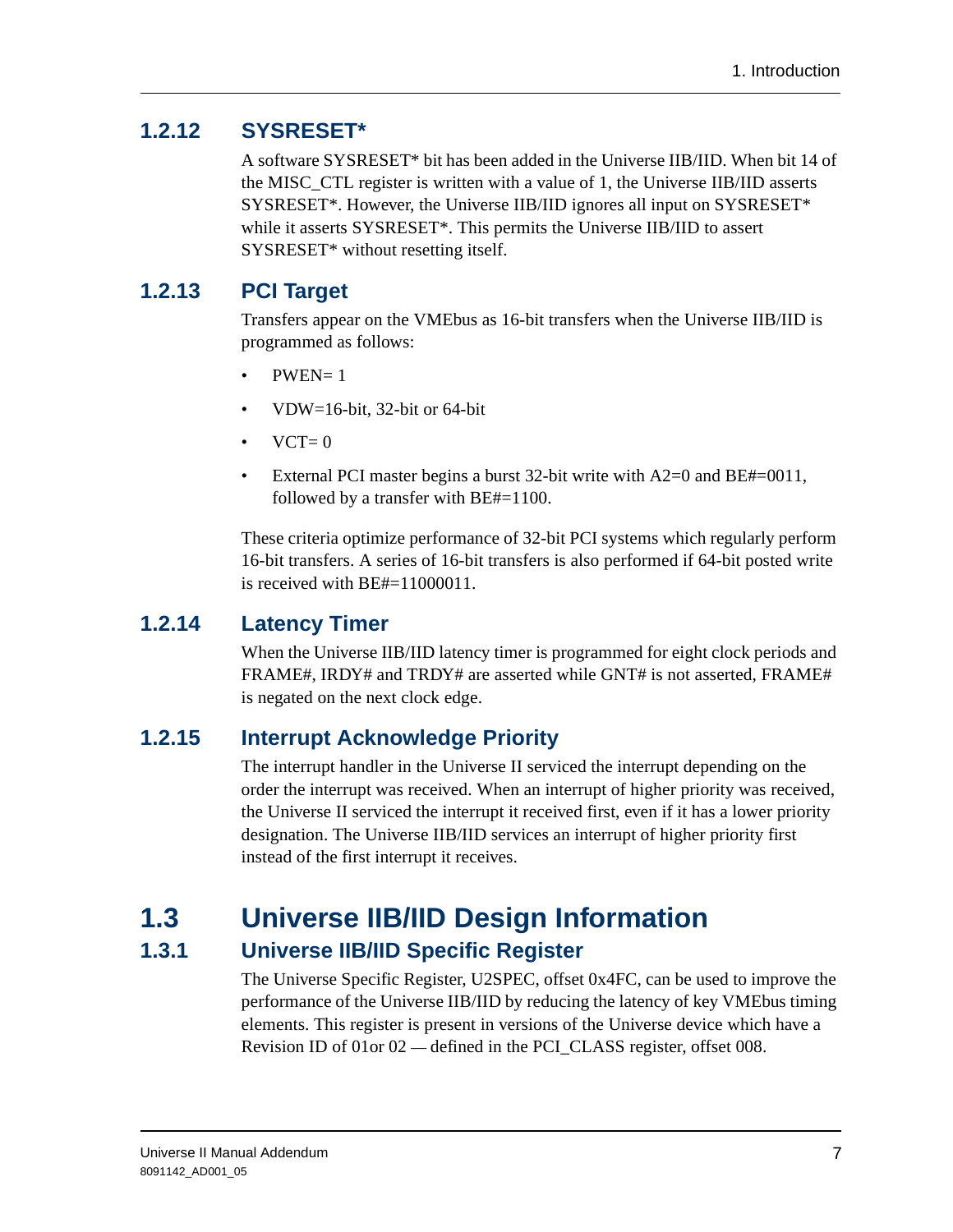### 1.2.12 SYSRESET*

A software SYSRESET* bit has been added in the Universe IIB/IID. When bit 14 of the MISC_CTL register is written with a value of 1, the Universe IIB/IID asserts SYSRESET*. However, the Universe IIB/IID ignores all input on SYSRESET* while it asserts SYSRESET*. This permits the Universe IIB/IID to assert SYSRESET* without resetting itself.

### 1.2.13 PCI Target

Transfers appear on the VMEbus as 16-bit transfers when the Universe IIB/IID is programmed as follows:

- PWEN= 1
- VDW=16-bit, 32-bit or 64-bit
- VCT= 0
- External PCI master begins a burst 32-bit write with A2=0 and BE#=0011, followed by a transfer with BE#=1100.

These criteria optimize performance of 32-bit PCI systems which regularly perform 16-bit transfers. A series of 16-bit transfers is also performed if 64-bit posted write is received with BE#=11000011.

### 1.2.14 Latency Timer

When the Universe IIB/IID latency timer is programmed for eight clock periods and FRAME#, IRDY# and TRDY# are asserted while GNT# is not asserted, FRAME# is negated on the next clock edge.

### 1.2.15 Interrupt Acknowledge Priority

The interrupt handler in the Universe II serviced the interrupt depending on the order the interrupt was received. When an interrupt of higher priority was received, the Universe II serviced the interrupt it received first, even if it has a lower priority designation. The Universe IIB/IID services an interrupt of higher priority first instead of the first interrupt it receives.

## 1.3 Universe IIB/IID Design Information

### 1.3.1 Universe IIB/IID Specific Register

The Universe Specific Register, U2SPEC, offset 0x4FC, can be used to improve the performance of the Universe IIB/IID by reducing the latency of key VMEbus timing elements. This register is present in versions of the Universe device which have a Revision ID of 01or 02 — defined in the PCI_CLASS register, offset 008.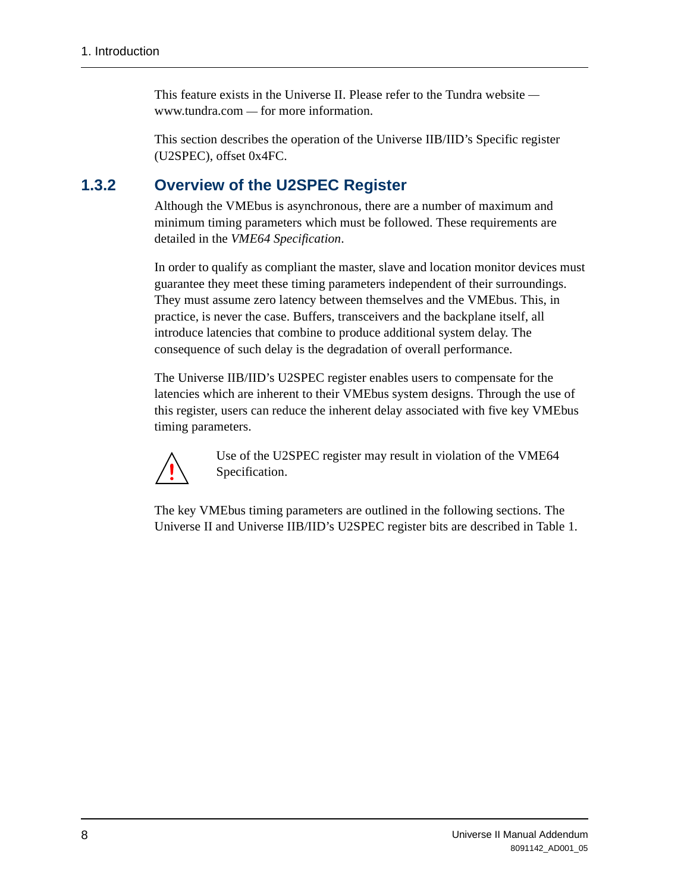This feature exists in the Universe II. Please refer to the Tundra website — www.tundra.com — for more information.

This section describes the operation of the Universe IIB/IID's Specific register (U2SPEC), offset 0x4FC.

### 1.3.2 Overview of the U2SPEC Register

Although the VMEbus is asynchronous, there are a number of maximum and minimum timing parameters which must be followed. These requirements are detailed in the *VME64 Specification*.

In order to qualify as compliant the master, slave and location monitor devices must guarantee they meet these timing parameters independent of their surroundings. They must assume zero latency between themselves and the VMEbus. This, in practice, is never the case. Buffers, transceivers and the backplane itself, all introduce latencies that combine to produce additional system delay. The consequence of such delay is the degradation of overall performance.

The Universe IIB/IID's U2SPEC register enables users to compensate for the latencies which are inherent to their VMEbus system designs. Through the use of this register, users can reduce the inherent delay associated with five key VMEbus timing parameters.

> ⚠ Use of the U2SPEC register may result in violation of the VME64 Specification.

The key VMEbus timing parameters are outlined in the following sections. The Universe II and Universe IIB/IID's U2SPEC register bits are described in Table 1.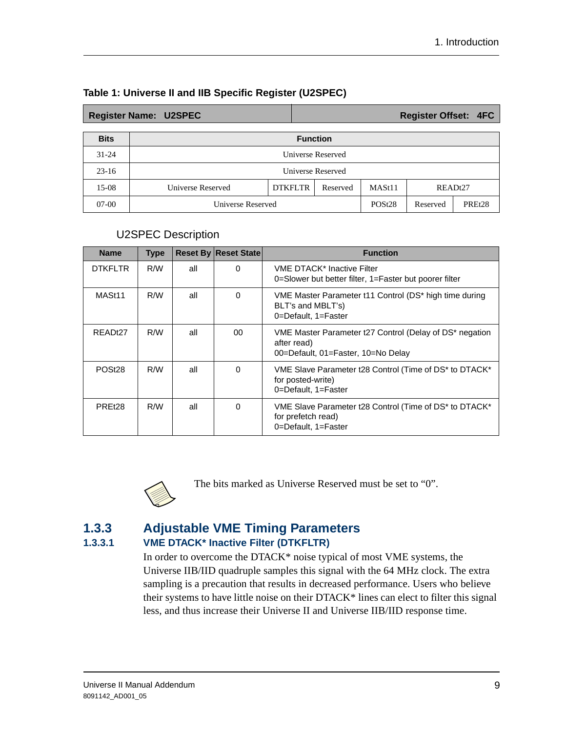**Table 1: Universe II and IIB Specific Register (U2SPEC)**

| Register Name: U2SPEC | Register Offset: 4FC |
|---|---|

| Bits | Function | | | | | |
|---|---|---|---|---|---|---|
| 31-24 | Universe Reserved | | | | | |
| 23-16 | Universe Reserved | | | | | |
| 15-08 | Universe Reserved | DTKFLTR | Reserved | MASt11 | READt27 | |
| 07-00 | Universe Reserved | | | POSt28 | Reserved | PREt28 |

U2SPEC Description

| Name | Type | Reset By | Reset State | Function |
|---|---|---|---|---|
| DTKFLTR | R/W | all | 0 | VME DTACK* Inactive Filter<br>0=Slower but better filter, 1=Faster but poorer filter |
| MASt11 | R/W | all | 0 | VME Master Parameter t11 Control (DS* high time during BLT's and MBLT's)<br>0=Default, 1=Faster |
| READt27 | R/W | all | 00 | VME Master Parameter t27 Control (Delay of DS* negation after read)<br>00=Default, 01=Faster, 10=No Delay |
| POSt28 | R/W | all | 0 | VME Slave Parameter t28 Control (Time of DS* to DTACK* for posted-write)<br>0=Default, 1=Faster |
| PREt28 | R/W | all | 0 | VME Slave Parameter t28 Control (Time of DS* to DTACK* for prefetch read)<br>0=Default, 1=Faster |

The bits marked as Universe Reserved must be set to "0".

### 1.3.3 Adjustable VME Timing Parameters

#### 1.3.3.1 VME DTACK* Inactive Filter (DTKFLTR)

In order to overcome the DTACK* noise typical of most VME systems, the Universe IIB/IID quadruple samples this signal with the 64 MHz clock. The extra sampling is a precaution that results in decreased performance. Users who believe their systems to have little noise on their DTACK* lines can elect to filter this signal less, and thus increase their Universe II and Universe IIB/IID response time.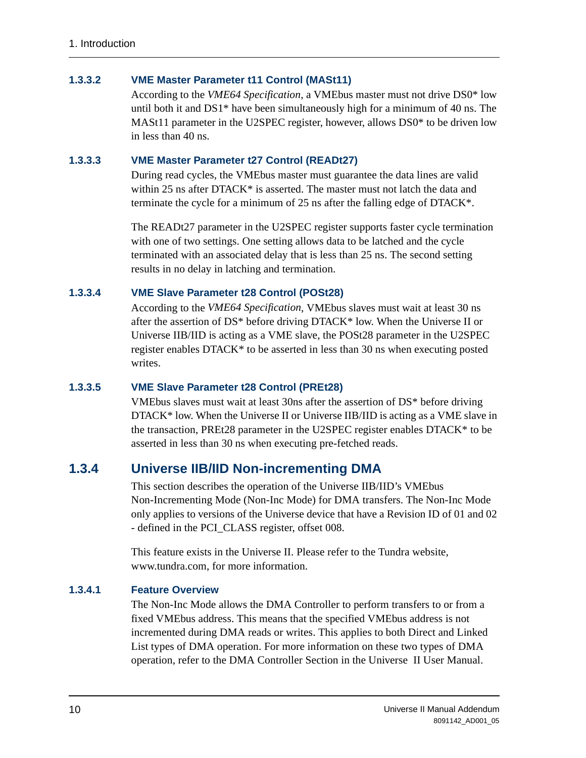#### 1.3.3.2 VME Master Parameter t11 Control (MASt11)

According to the *VME64 Specification*, a VMEbus master must not drive DS0* low until both it and DS1* have been simultaneously high for a minimum of 40 ns. The MASt11 parameter in the U2SPEC register, however, allows DS0* to be driven low in less than 40 ns.

#### 1.3.3.3 VME Master Parameter t27 Control (READt27)

During read cycles, the VMEbus master must guarantee the data lines are valid within 25 ns after DTACK* is asserted. The master must not latch the data and terminate the cycle for a minimum of 25 ns after the falling edge of DTACK*.

The READt27 parameter in the U2SPEC register supports faster cycle termination with one of two settings. One setting allows data to be latched and the cycle terminated with an associated delay that is less than 25 ns. The second setting results in no delay in latching and termination.

#### 1.3.3.4 VME Slave Parameter t28 Control (POSt28)

According to the *VME64 Specification*, VMEbus slaves must wait at least 30 ns after the assertion of DS* before driving DTACK* low. When the Universe II or Universe IIB/IID is acting as a VME slave, the POSt28 parameter in the U2SPEC register enables DTACK* to be asserted in less than 30 ns when executing posted writes.

#### 1.3.3.5 VME Slave Parameter t28 Control (PREt28)

VMEbus slaves must wait at least 30ns after the assertion of DS* before driving DTACK* low. When the Universe II or Universe IIB/IID is acting as a VME slave in the transaction, PREt28 parameter in the U2SPEC register enables DTACK* to be asserted in less than 30 ns when executing pre-fetched reads.

## 1.3.4 Universe IIB/IID Non-incrementing DMA

This section describes the operation of the Universe IIB/IID's VMEbus Non-Incrementing Mode (Non-Inc Mode) for DMA transfers. The Non-Inc Mode only applies to versions of the Universe device that have a Revision ID of 01 and 02 - defined in the PCI_CLASS register, offset 008.

This feature exists in the Universe II. Please refer to the Tundra website, www.tundra.com, for more information.

#### 1.3.4.1 Feature Overview

The Non-Inc Mode allows the DMA Controller to perform transfers to or from a fixed VMEbus address. This means that the specified VMEbus address is not incremented during DMA reads or writes. This applies to both Direct and Linked List types of DMA operation. For more information on these two types of DMA operation, refer to the DMA Controller Section in the Universe II User Manual.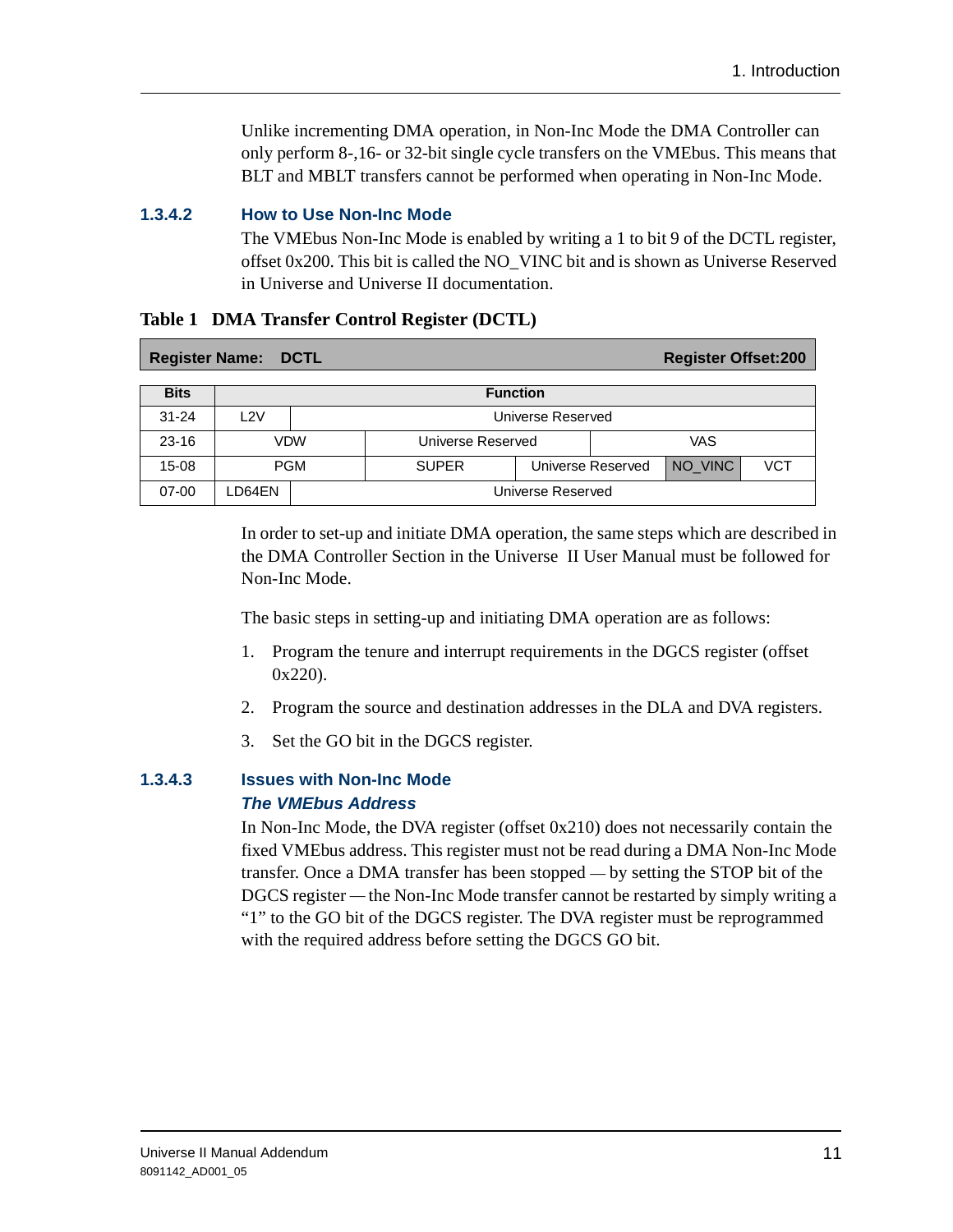Unlike incrementing DMA operation, in Non-Inc Mode the DMA Controller can only perform 8-,16- or 32-bit single cycle transfers on the VMEbus. This means that BLT and MBLT transfers cannot be performed when operating in Non-Inc Mode.

### 1.3.4.2 How to Use Non-Inc Mode

The VMEbus Non-Inc Mode is enabled by writing a 1 to bit 9 of the DCTL register, offset 0x200. This bit is called the NO_VINC bit and is shown as Universe Reserved in Universe and Universe II documentation.

**Table 1 DMA Transfer Control Register (DCTL)**

**Register Name: DCTL** — **Register Offset:200**

| Bits | Function | | | | | | |
|---|---|---|---|---|---|---|---|
| 31-24 | L2V | Universe Reserved | | | | | |
| 23-16 | VDW | | Universe Reserved | | VAS | | |
| 15-08 | PGM | | SUPER | Universe Reserved | | NO_VINC | VCT |
| 07-00 | LD64EN | Universe Reserved | | | | | |

In order to set-up and initiate DMA operation, the same steps which are described in the DMA Controller Section in the Universe II User Manual must be followed for Non-Inc Mode.

The basic steps in setting-up and initiating DMA operation are as follows:

1. Program the tenure and interrupt requirements in the DGCS register (offset 0x220).
2. Program the source and destination addresses in the DLA and DVA registers.
3. Set the GO bit in the DGCS register.

### 1.3.4.3 Issues with Non-Inc Mode

#### *The VMEbus Address*

In Non-Inc Mode, the DVA register (offset 0x210) does not necessarily contain the fixed VMEbus address. This register must not be read during a DMA Non-Inc Mode transfer. Once a DMA transfer has been stopped — by setting the STOP bit of the DGCS register — the Non-Inc Mode transfer cannot be restarted by simply writing a "1" to the GO bit of the DGCS register. The DVA register must be reprogrammed with the required address before setting the DGCS GO bit.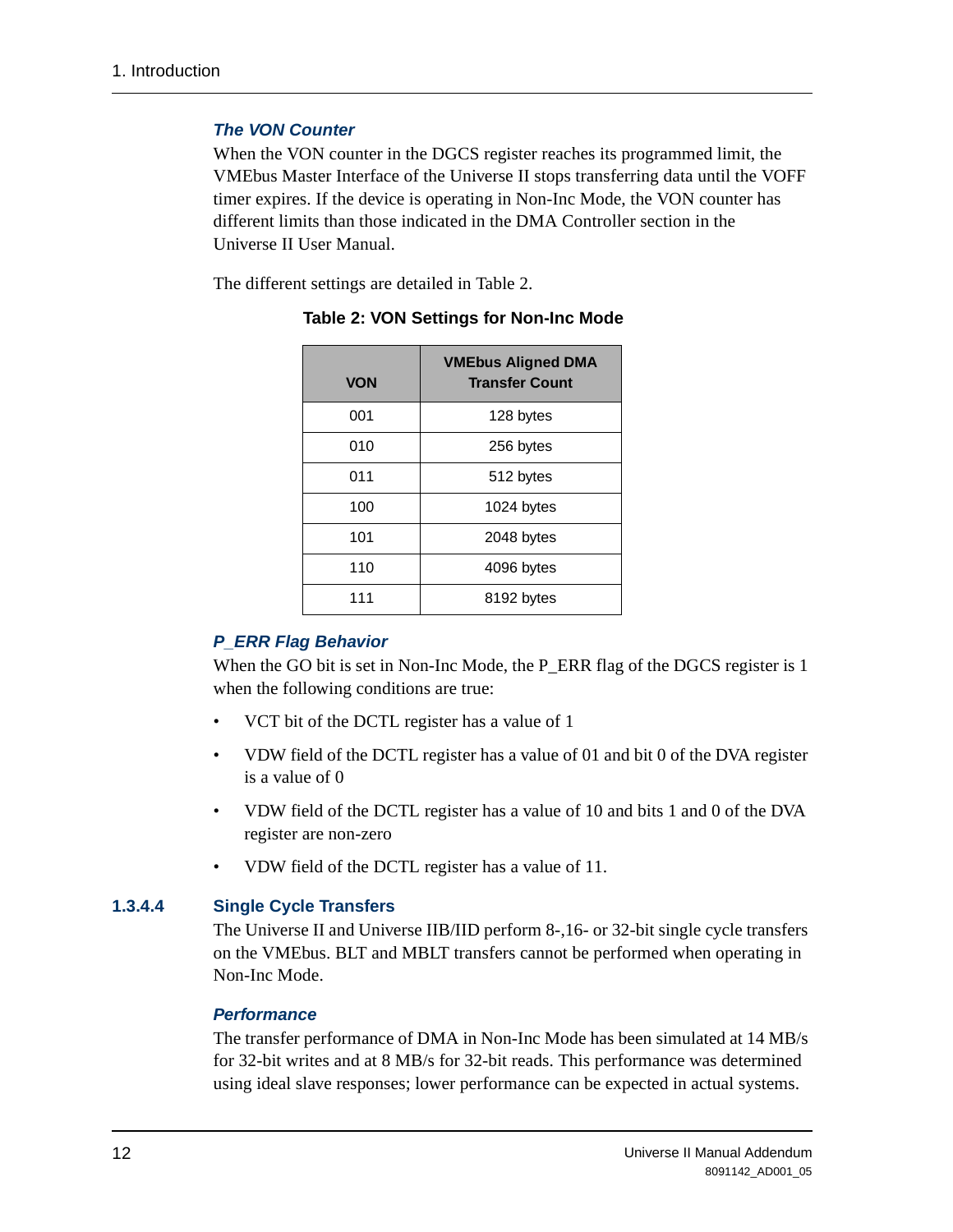#### The VON Counter

When the VON counter in the DGCS register reaches its programmed limit, the VMEbus Master Interface of the Universe II stops transferring data until the VOFF timer expires. If the device is operating in Non-Inc Mode, the VON counter has different limits than those indicated in the DMA Controller section in the Universe II User Manual.

The different settings are detailed in Table 2.

**Table 2: VON Settings for Non-Inc Mode**

| VON | VMEbus Aligned DMA Transfer Count |
|---|---|
| 001 | 128 bytes |
| 010 | 256 bytes |
| 011 | 512 bytes |
| 100 | 1024 bytes |
| 101 | 2048 bytes |
| 110 | 4096 bytes |
| 111 | 8192 bytes |

#### P_ERR Flag Behavior

When the GO bit is set in Non-Inc Mode, the P_ERR flag of the DGCS register is 1 when the following conditions are true:

- VCT bit of the DCTL register has a value of 1
- VDW field of the DCTL register has a value of 01 and bit 0 of the DVA register is a value of 0
- VDW field of the DCTL register has a value of 10 and bits 1 and 0 of the DVA register are non-zero
- VDW field of the DCTL register has a value of 11.

### 1.3.4.4 Single Cycle Transfers

The Universe II and Universe IIB/IID perform 8-,16- or 32-bit single cycle transfers on the VMEbus. BLT and MBLT transfers cannot be performed when operating in Non-Inc Mode.

#### Performance

The transfer performance of DMA in Non-Inc Mode has been simulated at 14 MB/s for 32-bit writes and at 8 MB/s for 32-bit reads. This performance was determined using ideal slave responses; lower performance can be expected in actual systems.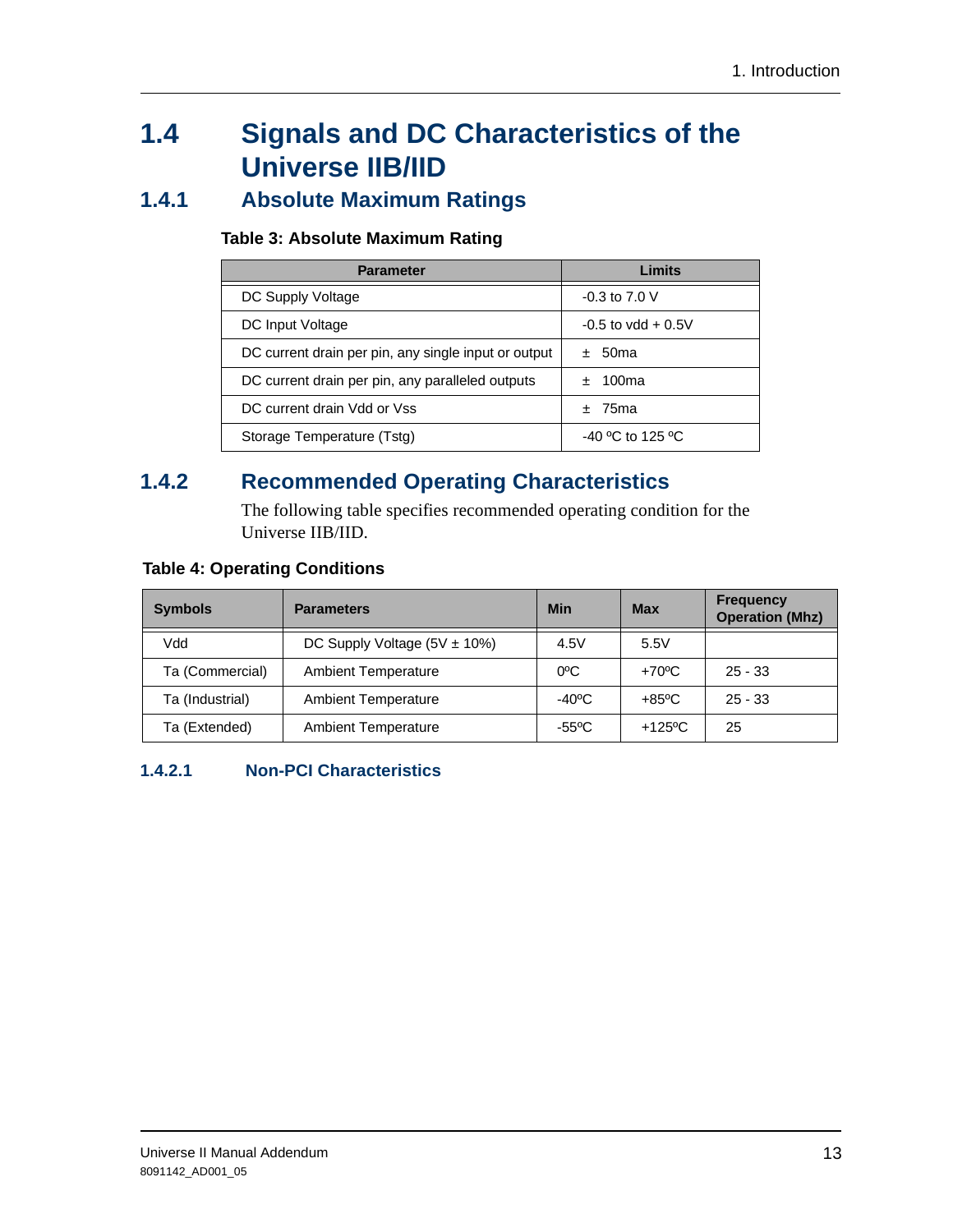## 1.4 Signals and DC Characteristics of the Universe IIB/IID

### 1.4.1 Absolute Maximum Ratings

**Table 3: Absolute Maximum Rating**

| Parameter | Limits |
| --- | --- |
| DC Supply Voltage | -0.3 to 7.0 V |
| DC Input Voltage | -0.5 to vdd + 0.5V |
| DC current drain per pin, any single input or output | ± 50ma |
| DC current drain per pin, any paralleled outputs | ± 100ma |
| DC current drain Vdd or Vss | ± 75ma |
| Storage Temperature (Tstg) | -40 ºC to 125 ºC |

### 1.4.2 Recommended Operating Characteristics

The following table specifies recommended operating condition for the Universe IIB/IID.

**Table 4: Operating Conditions**

| Symbols | Parameters | Min | Max | Frequency Operation (Mhz) |
| --- | --- | --- | --- | --- |
| Vdd | DC Supply Voltage (5V ± 10%) | 4.5V | 5.5V | |
| Ta (Commercial) | Ambient Temperature | 0ºC | +70ºC | 25 - 33 |
| Ta (Industrial) | Ambient Temperature | -40ºC | +85ºC | 25 - 33 |
| Ta (Extended) | Ambient Temperature | -55ºC | +125ºC | 25 |

#### 1.4.2.1 Non-PCI Characteristics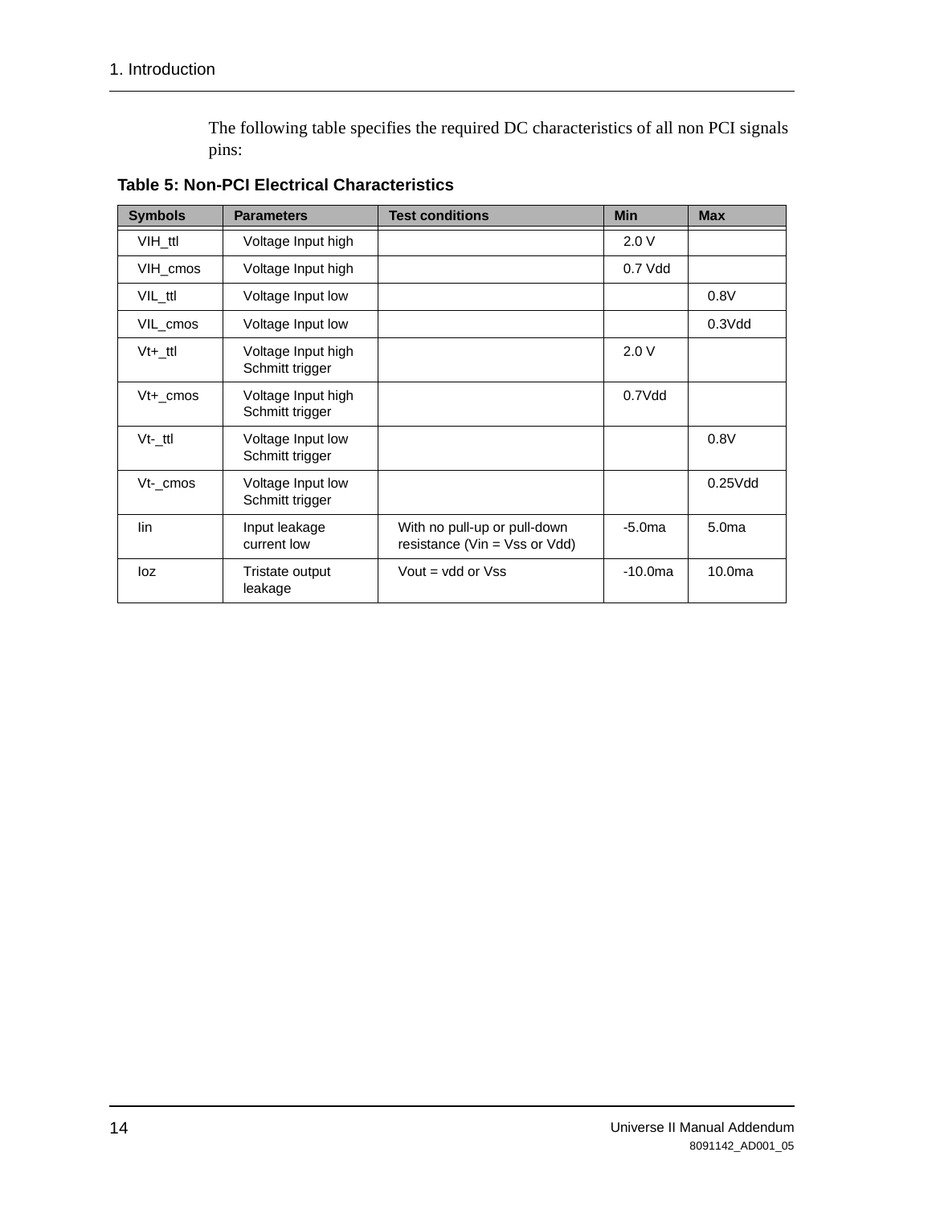The following table specifies the required DC characteristics of all non PCI signals pins:

**Table 5: Non-PCI Electrical Characteristics**

| Symbols | Parameters | Test conditions | Min | Max |
|---|---|---|---|---|
| VIH_ttl | Voltage Input high | | 2.0 V | |
| VIH_cmos | Voltage Input high | | 0.7 Vdd | |
| VIL_ttl | Voltage Input low | | | 0.8V |
| VIL_cmos | Voltage Input low | | | 0.3Vdd |
| Vt+_ttl | Voltage Input high Schmitt trigger | | 2.0 V | |
| Vt+_cmos | Voltage Input high Schmitt trigger | | 0.7Vdd | |
| Vt-_ttl | Voltage Input low Schmitt trigger | | | 0.8V |
| Vt-_cmos | Voltage Input low Schmitt trigger | | | 0.25Vdd |
| Iin | Input leakage current low | With no pull-up or pull-down resistance (Vin = Vss or Vdd) | -5.0ma | 5.0ma |
| Ioz | Tristate output leakage | Vout = vdd or Vss | -10.0ma | 10.0ma |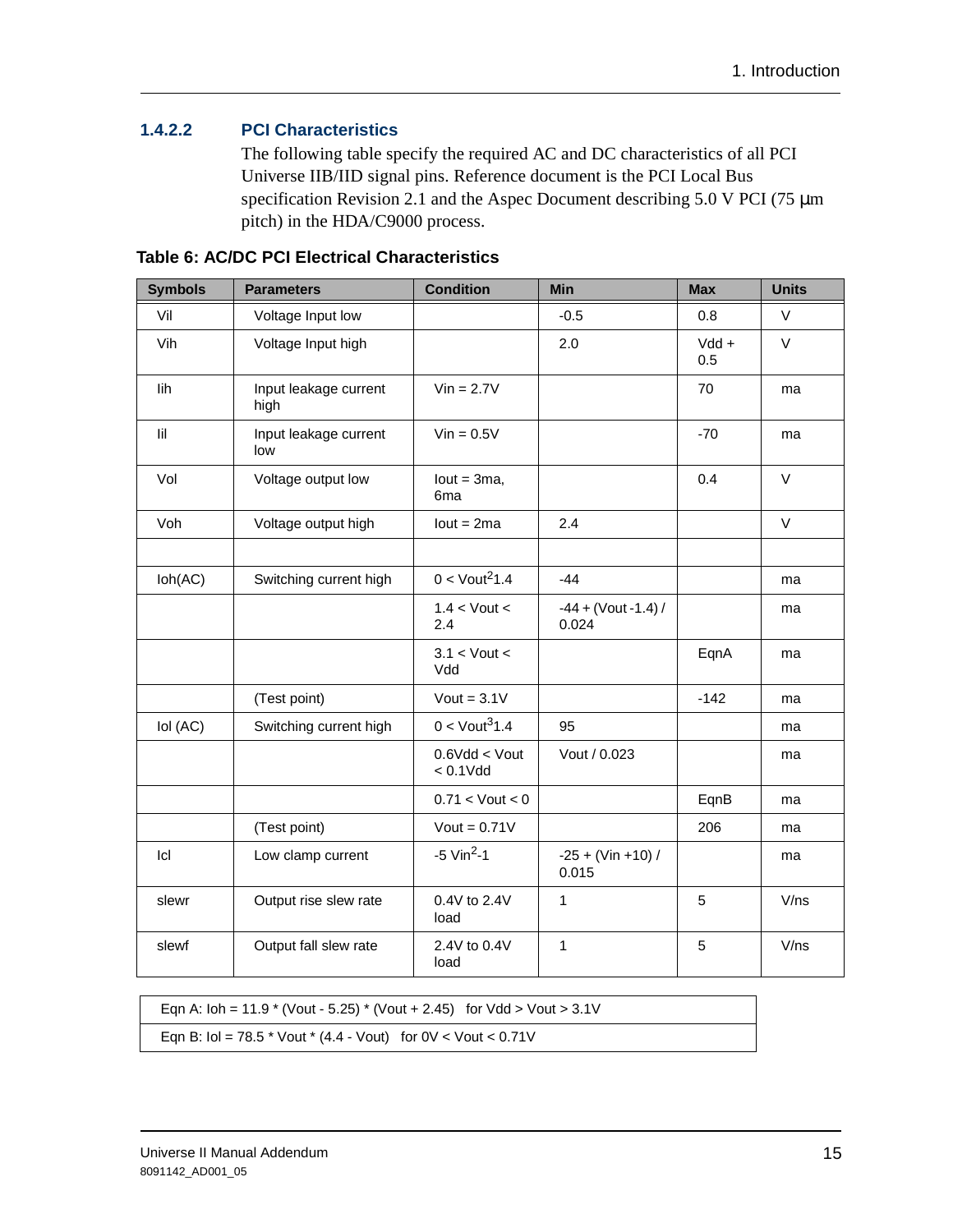### 1.4.2.2 PCI Characteristics

The following table specify the required AC and DC characteristics of all PCI Universe IIB/IID signal pins. Reference document is the PCI Local Bus specification Revision 2.1 and the Aspec Document describing 5.0 V PCI (75 µm pitch) in the HDA/C9000 process.

**Table 6: AC/DC PCI Electrical Characteristics**

| Symbols | Parameters | Condition | Min | Max | Units |
|---|---|---|---|---|---|
| Vil | Voltage Input low | | -0.5 | 0.8 | V |
| Vih | Voltage Input high | | 2.0 | Vdd + 0.5 | V |
| Iih | Input leakage current high | Vin = 2.7V | | 70 | ma |
| Iil | Input leakage current low | Vin = 0.5V | | -70 | ma |
| Vol | Voltage output low | Iout = 3ma, 6ma | | 0.4 | V |
| Voh | Voltage output high | Iout = 2ma | 2.4 | | V |
| | | | | | |
| Ioh(AC) | Switching current high | 0 < Vout$^2$1.4 | -44 | | ma |
| | | 1.4 < Vout < 2.4 | -44 + (Vout -1.4) / 0.024 | | ma |
| | | 3.1 < Vout < Vdd | | EqnA | ma |
| | (Test point) | Vout = 3.1V | | -142 | ma |
| Iol (AC) | Switching current high | 0 < Vout$^3$1.4 | 95 | | ma |
| | | 0.6Vdd < Vout < 0.1Vdd | Vout / 0.023 | | ma |
| | | 0.71 < Vout < 0 | | EqnB | ma |
| | (Test point) | Vout = 0.71V | | 206 | ma |
| Icl | Low clamp current | -5 Vin$^2$-1 | -25 + (Vin +10) / 0.015 | | ma |
| slewr | Output rise slew rate | 0.4V to 2.4V load | 1 | 5 | V/ns |
| slewf | Output fall slew rate | 2.4V to 0.4V load | 1 | 5 | V/ns |

| |
|---|
| Eqn A: Ioh = 11.9 * (Vout - 5.25) * (Vout + 2.45) for Vdd > Vout > 3.1V |
| Eqn B: Iol = 78.5 * Vout * (4.4 - Vout) for 0V < Vout < 0.71V |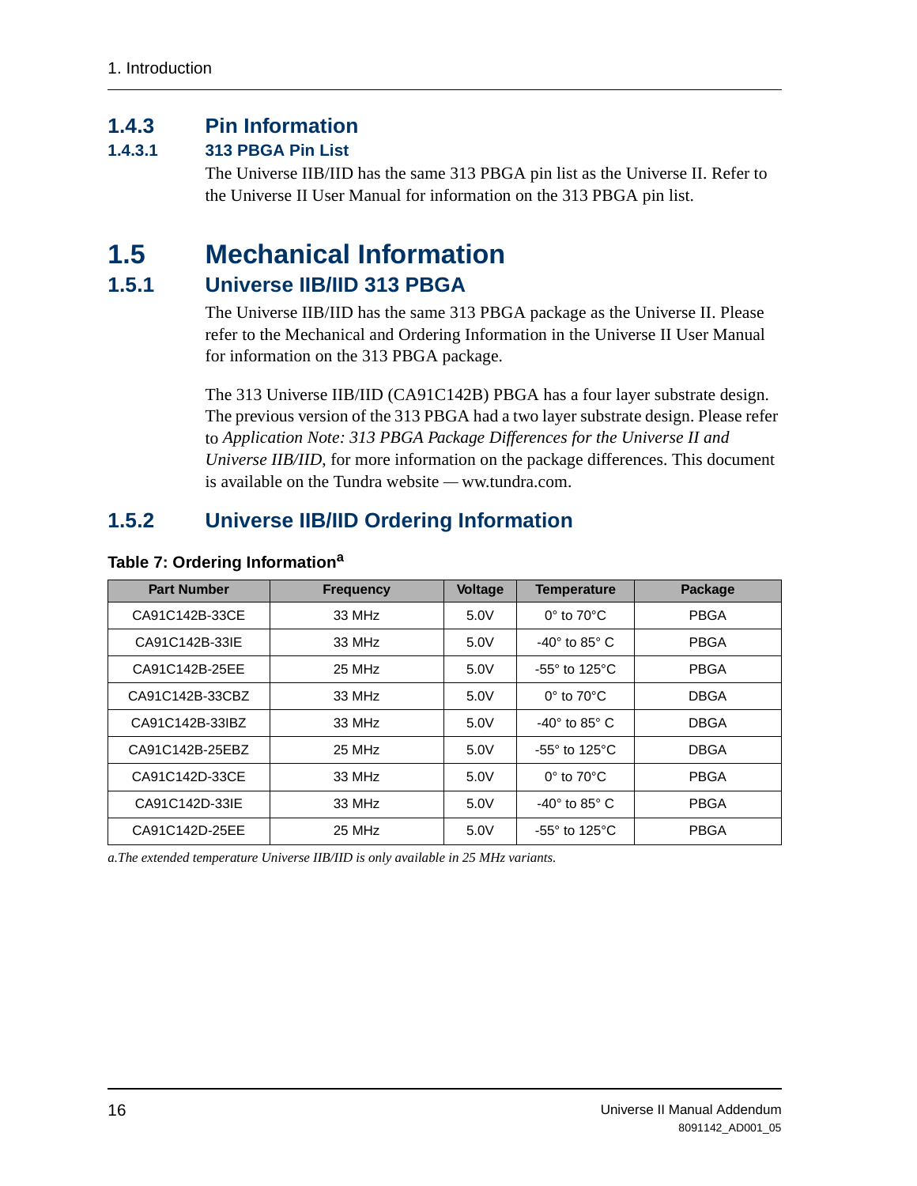### 1.4.3 Pin Information

#### 1.4.3.1 313 PBGA Pin List

The Universe IIB/IID has the same 313 PBGA pin list as the Universe II. Refer to the Universe II User Manual for information on the 313 PBGA pin list.

## 1.5 Mechanical Information

### 1.5.1 Universe IIB/IID 313 PBGA

The Universe IIB/IID has the same 313 PBGA package as the Universe II. Please refer to the Mechanical and Ordering Information in the Universe II User Manual for information on the 313 PBGA package.

The 313 Universe IIB/IID (CA91C142B) PBGA has a four layer substrate design. The previous version of the 313 PBGA had a two layer substrate design. Please refer to *Application Note: 313 PBGA Package Differences for the Universe II and Universe IIB/IID*, for more information on the package differences. This document is available on the Tundra website — ww.tundra.com.

### 1.5.2 Universe IIB/IID Ordering Information

**Table 7: Ordering Information[a]**

| Part Number | Frequency | Voltage | Temperature | Package |
|---|---|---|---|---|
| CA91C142B-33CE | 33 MHz | 5.0V | 0° to 70°C | PBGA |
| CA91C142B-33IE | 33 MHz | 5.0V | -40° to 85° C | PBGA |
| CA91C142B-25EE | 25 MHz | 5.0V | -55° to 125°C | PBGA |
| CA91C142B-33CBZ | 33 MHz | 5.0V | 0° to 70°C | DBGA |
| CA91C142B-33IBZ | 33 MHz | 5.0V | -40° to 85° C | DBGA |
| CA91C142B-25EBZ | 25 MHz | 5.0V | -55° to 125°C | DBGA |
| CA91C142D-33CE | 33 MHz | 5.0V | 0° to 70°C | PBGA |
| CA91C142D-33IE | 33 MHz | 5.0V | -40° to 85° C | PBGA |
| CA91C142D-25EE | 25 MHz | 5.0V | -55° to 125°C | PBGA |

*a.The extended temperature Universe IIB/IID is only available in 25 MHz variants.*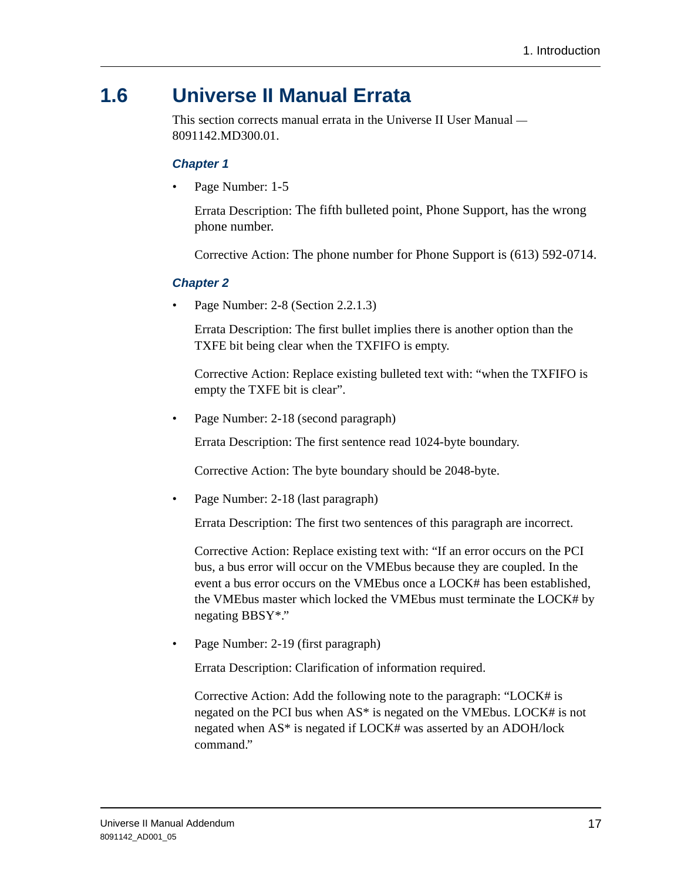## 1.6 Universe II Manual Errata

This section corrects manual errata in the Universe II User Manual — 8091142.MD300.01.

### *Chapter 1*

- Page Number: 1-5

  Errata Description: The fifth bulleted point, Phone Support, has the wrong phone number.

  Corrective Action: The phone number for Phone Support is (613) 592-0714.

### *Chapter 2*

- Page Number: 2-8 (Section 2.2.1.3)

  Errata Description: The first bullet implies there is another option than the TXFE bit being clear when the TXFIFO is empty.

  Corrective Action: Replace existing bulleted text with: "when the TXFIFO is empty the TXFE bit is clear".

- Page Number: 2-18 (second paragraph)

  Errata Description: The first sentence read 1024-byte boundary.

  Corrective Action: The byte boundary should be 2048-byte.

- Page Number: 2-18 (last paragraph)

  Errata Description: The first two sentences of this paragraph are incorrect.

  Corrective Action: Replace existing text with: "If an error occurs on the PCI bus, a bus error will occur on the VMEbus because they are coupled. In the event a bus error occurs on the VMEbus once a LOCK# has been established, the VMEbus master which locked the VMEbus must terminate the LOCK# by negating BBSY*."

- Page Number: 2-19 (first paragraph)

  Errata Description: Clarification of information required.

  Corrective Action: Add the following note to the paragraph: "LOCK# is negated on the PCI bus when AS* is negated on the VMEbus. LOCK# is not negated when AS* is negated if LOCK# was asserted by an ADOH/lock command."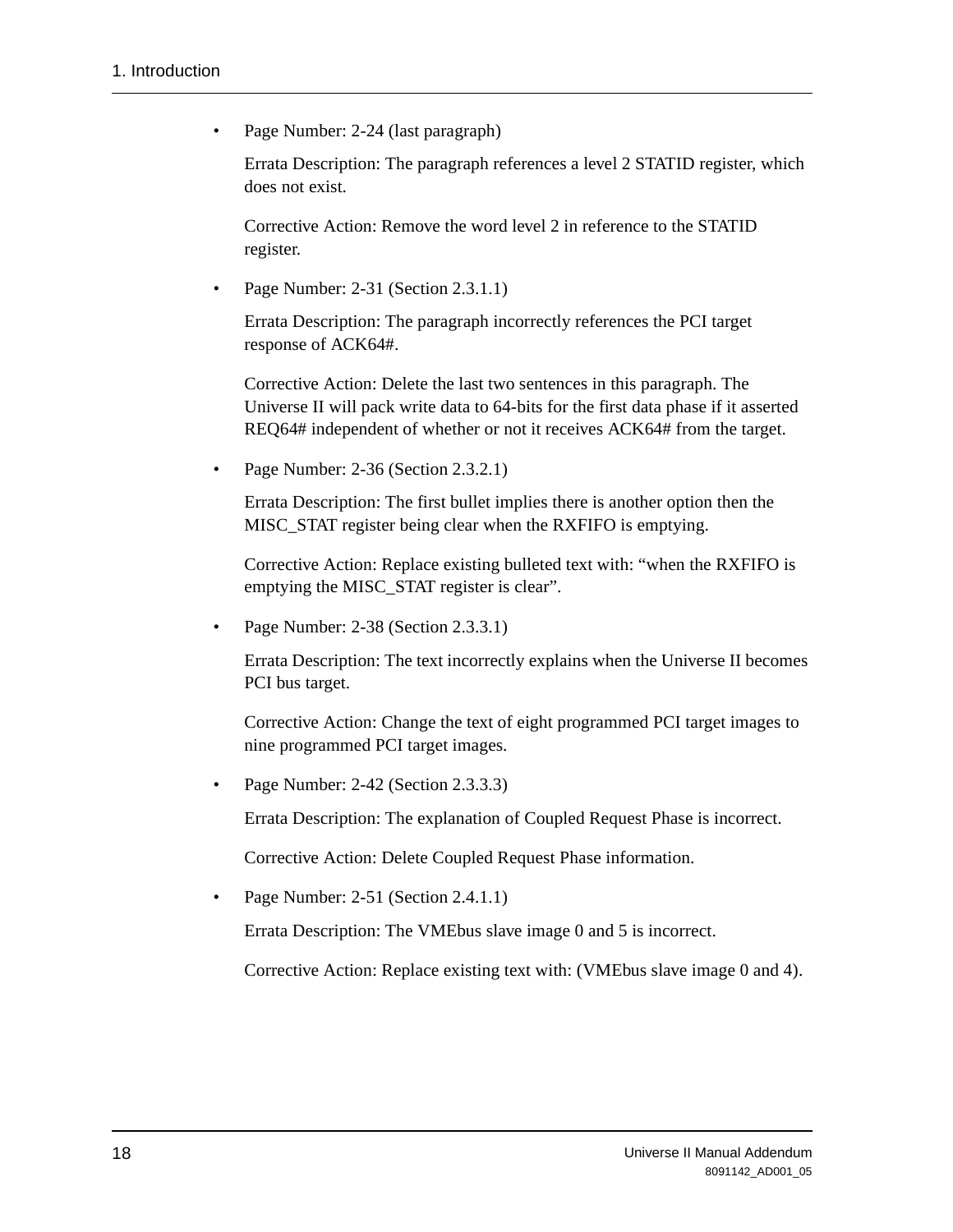- Page Number: 2-24 (last paragraph)

  Errata Description: The paragraph references a level 2 STATID register, which does not exist.

  Corrective Action: Remove the word level 2 in reference to the STATID register.

- Page Number: 2-31 (Section 2.3.1.1)

  Errata Description: The paragraph incorrectly references the PCI target response of ACK64#.

  Corrective Action: Delete the last two sentences in this paragraph. The Universe II will pack write data to 64-bits for the first data phase if it asserted REQ64# independent of whether or not it receives ACK64# from the target.

- Page Number: 2-36 (Section 2.3.2.1)

  Errata Description: The first bullet implies there is another option then the MISC_STAT register being clear when the RXFIFO is emptying.

  Corrective Action: Replace existing bulleted text with: "when the RXFIFO is emptying the MISC_STAT register is clear".

- Page Number: 2-38 (Section 2.3.3.1)

  Errata Description: The text incorrectly explains when the Universe II becomes PCI bus target.

  Corrective Action: Change the text of eight programmed PCI target images to nine programmed PCI target images.

- Page Number: 2-42 (Section 2.3.3.3)

  Errata Description: The explanation of Coupled Request Phase is incorrect.

  Corrective Action: Delete Coupled Request Phase information.

- Page Number: 2-51 (Section 2.4.1.1)

  Errata Description: The VMEbus slave image 0 and 5 is incorrect.

  Corrective Action: Replace existing text with: (VMEbus slave image 0 and 4).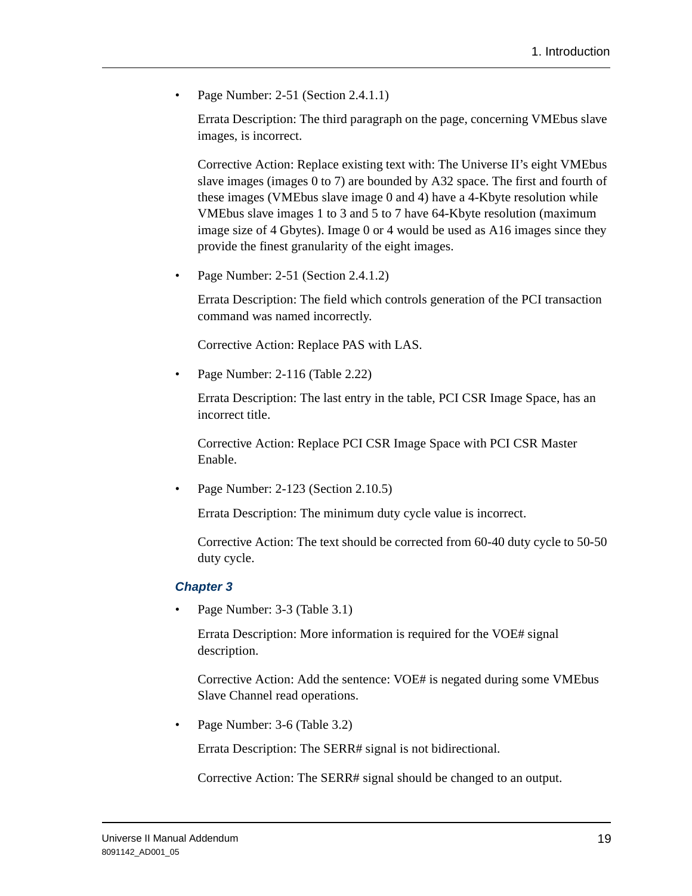- Page Number: 2-51 (Section 2.4.1.1)

  Errata Description: The third paragraph on the page, concerning VMEbus slave images, is incorrect.

  Corrective Action: Replace existing text with: The Universe II's eight VMEbus slave images (images 0 to 7) are bounded by A32 space. The first and fourth of these images (VMEbus slave image 0 and 4) have a 4-Kbyte resolution while VMEbus slave images 1 to 3 and 5 to 7 have 64-Kbyte resolution (maximum image size of 4 Gbytes). Image 0 or 4 would be used as A16 images since they provide the finest granularity of the eight images.

- Page Number: 2-51 (Section 2.4.1.2)

  Errata Description: The field which controls generation of the PCI transaction command was named incorrectly.

  Corrective Action: Replace PAS with LAS.

- Page Number: 2-116 (Table 2.22)

  Errata Description: The last entry in the table, PCI CSR Image Space, has an incorrect title.

  Corrective Action: Replace PCI CSR Image Space with PCI CSR Master Enable.

- Page Number: 2-123 (Section 2.10.5)

  Errata Description: The minimum duty cycle value is incorrect.

  Corrective Action: The text should be corrected from 60-40 duty cycle to 50-50 duty cycle.

### *Chapter 3*

- Page Number: 3-3 (Table 3.1)

  Errata Description: More information is required for the VOE# signal description.

  Corrective Action: Add the sentence: VOE# is negated during some VMEbus Slave Channel read operations.

- Page Number: 3-6 (Table 3.2)

  Errata Description: The SERR# signal is not bidirectional.

  Corrective Action: The SERR# signal should be changed to an output.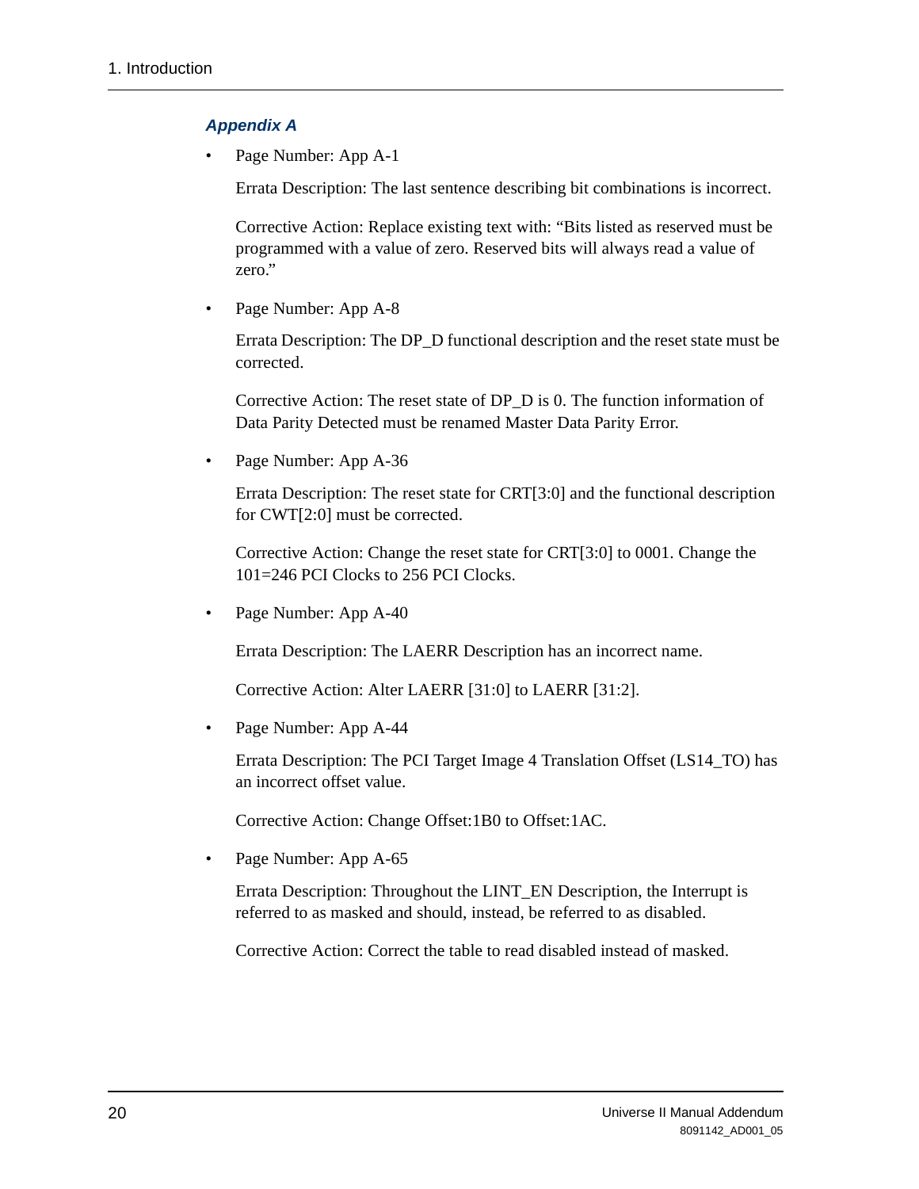### *Appendix A*

- Page Number: App A-1

  Errata Description: The last sentence describing bit combinations is incorrect.

  Corrective Action: Replace existing text with: “Bits listed as reserved must be programmed with a value of zero. Reserved bits will always read a value of zero.”

- Page Number: App A-8

  Errata Description: The DP_D functional description and the reset state must be corrected.

  Corrective Action: The reset state of DP_D is 0. The function information of Data Parity Detected must be renamed Master Data Parity Error.

- Page Number: App A-36

  Errata Description: The reset state for CRT[3:0] and the functional description for CWT[2:0] must be corrected.

  Corrective Action: Change the reset state for CRT[3:0] to 0001. Change the 101=246 PCI Clocks to 256 PCI Clocks.

- Page Number: App A-40

  Errata Description: The LAERR Description has an incorrect name.

  Corrective Action: Alter LAERR [31:0] to LAERR [31:2].

- Page Number: App A-44

  Errata Description: The PCI Target Image 4 Translation Offset (LS14_TO) has an incorrect offset value.

  Corrective Action: Change Offset:1B0 to Offset:1AC.

- Page Number: App A-65

  Errata Description: Throughout the LINT_EN Description, the Interrupt is referred to as masked and should, instead, be referred to as disabled.

  Corrective Action: Correct the table to read disabled instead of masked.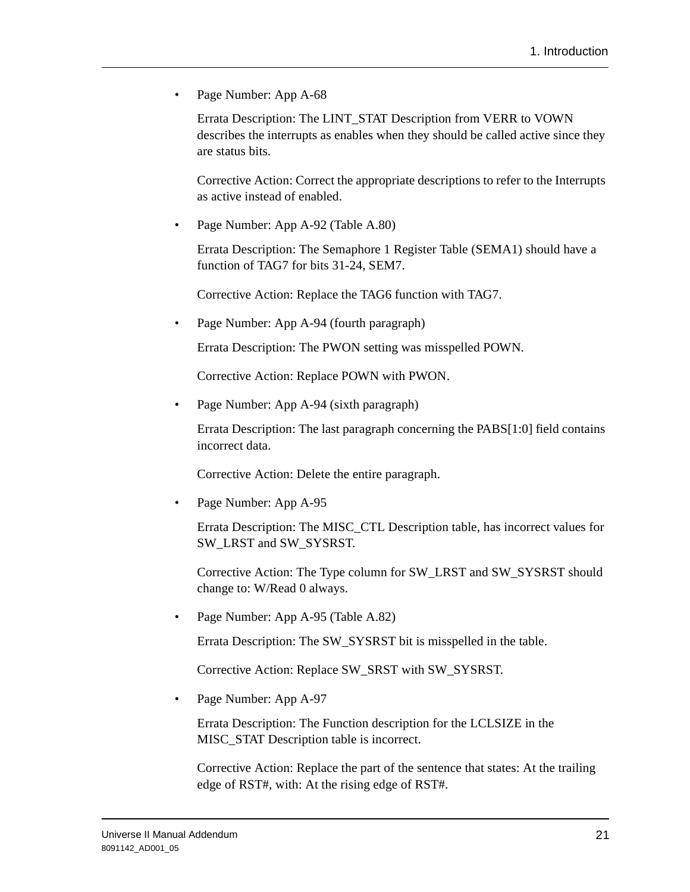- Page Number: App A-68

  Errata Description: The LINT_STAT Description from VERR to VOWN describes the interrupts as enables when they should be called active since they are status bits.

  Corrective Action: Correct the appropriate descriptions to refer to the Interrupts as active instead of enabled.

- Page Number: App A-92 (Table A.80)

  Errata Description: The Semaphore 1 Register Table (SEMA1) should have a function of TAG7 for bits 31-24, SEM7.

  Corrective Action: Replace the TAG6 function with TAG7.

- Page Number: App A-94 (fourth paragraph)

  Errata Description: The PWON setting was misspelled POWN.

  Corrective Action: Replace POWN with PWON.

- Page Number: App A-94 (sixth paragraph)

  Errata Description: The last paragraph concerning the PABS[1:0] field contains incorrect data.

  Corrective Action: Delete the entire paragraph.

- Page Number: App A-95

  Errata Description: The MISC_CTL Description table, has incorrect values for SW_LRST and SW_SYSRST.

  Corrective Action: The Type column for SW_LRST and SW_SYSRST should change to: W/Read 0 always.

- Page Number: App A-95 (Table A.82)

  Errata Description: The SW_SYSRST bit is misspelled in the table.

  Corrective Action: Replace SW_SRST with SW_SYSRST.

- Page Number: App A-97

  Errata Description: The Function description for the LCLSIZE in the MISC_STAT Description table is incorrect.

  Corrective Action: Replace the part of the sentence that states: At the trailing edge of RST#, with: At the rising edge of RST#.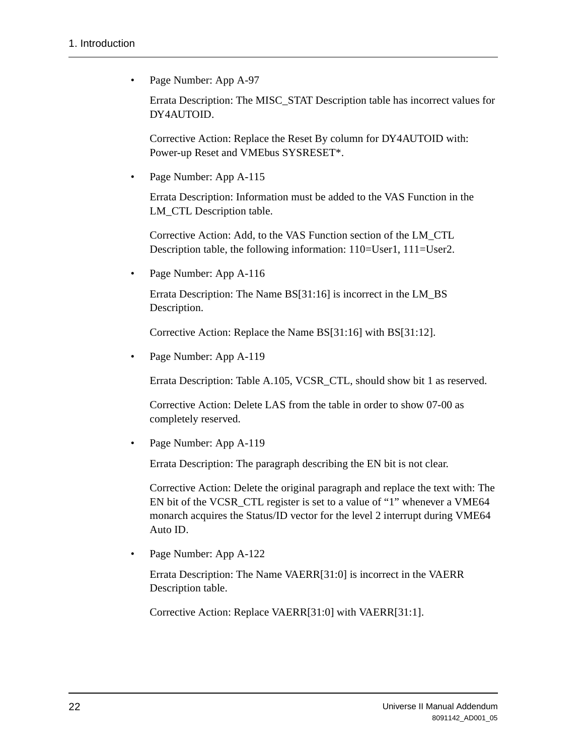- Page Number: App A-97

  Errata Description: The MISC_STAT Description table has incorrect values for DY4AUTOID.

  Corrective Action: Replace the Reset By column for DY4AUTOID with: Power-up Reset and VMEbus SYSRESET*.

- Page Number: App A-115

  Errata Description: Information must be added to the VAS Function in the LM_CTL Description table.

  Corrective Action: Add, to the VAS Function section of the LM_CTL Description table, the following information: 110=User1, 111=User2.

- Page Number: App A-116

  Errata Description: The Name BS[31:16] is incorrect in the LM_BS Description.

  Corrective Action: Replace the Name BS[31:16] with BS[31:12].

- Page Number: App A-119

  Errata Description: Table A.105, VCSR_CTL, should show bit 1 as reserved.

  Corrective Action: Delete LAS from the table in order to show 07-00 as completely reserved.

- Page Number: App A-119

  Errata Description: The paragraph describing the EN bit is not clear.

  Corrective Action: Delete the original paragraph and replace the text with: The EN bit of the VCSR_CTL register is set to a value of “1” whenever a VME64 monarch acquires the Status/ID vector for the level 2 interrupt during VME64 Auto ID.

- Page Number: App A-122

  Errata Description: The Name VAERR[31:0] is incorrect in the VAERR Description table.

  Corrective Action: Replace VAERR[31:0] with VAERR[31:1].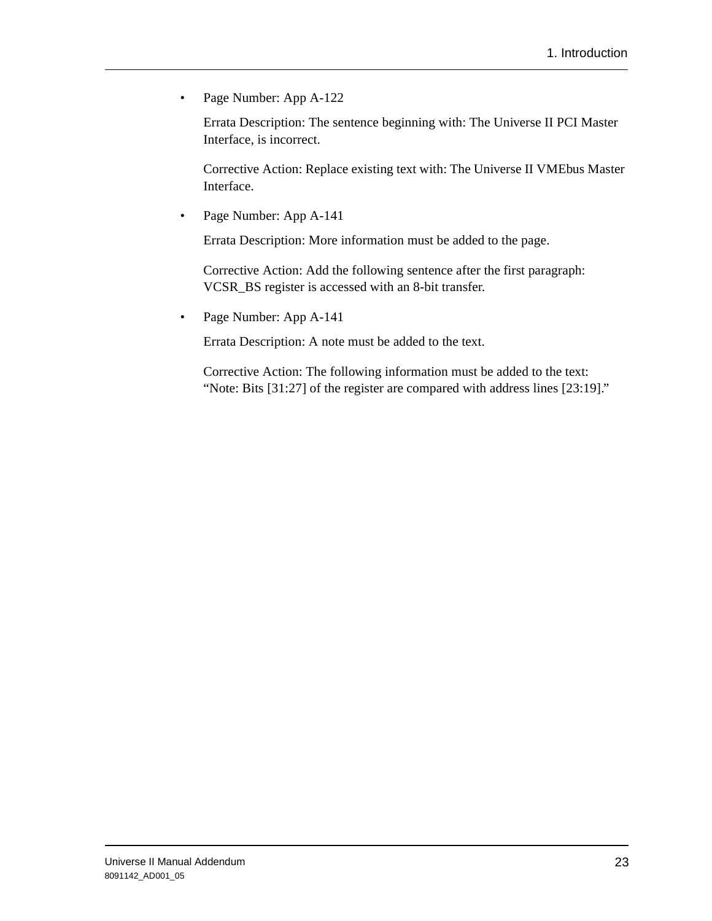- Page Number: App A-122

  Errata Description: The sentence beginning with: The Universe II PCI Master Interface, is incorrect.

  Corrective Action: Replace existing text with: The Universe II VMEbus Master Interface.

- Page Number: App A-141

  Errata Description: More information must be added to the page.

  Corrective Action: Add the following sentence after the first paragraph: VCSR_BS register is accessed with an 8-bit transfer.

- Page Number: App A-141

  Errata Description: A note must be added to the text.

  Corrective Action: The following information must be added to the text: "Note: Bits [31:27] of the register are compared with address lines [23:19]."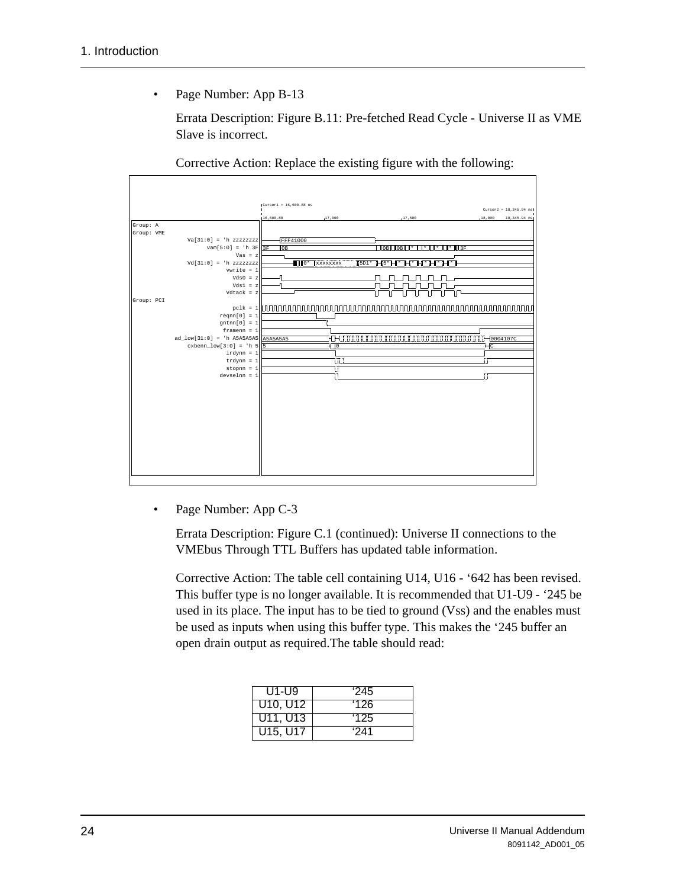- Page Number: App B-13

  Errata Description: Figure B.11: Pre-fetched Read Cycle - Universe II as VME Slave is incorrect.

  Corrective Action: Replace the existing figure with the following:

Cursor1 = 16,680.88 ns
Cursor2 = 18,345.94 ns
16,680.88
17,000
17,500
18,000
18,345.94 ns

Group: A
Group: VME
Va[31:0] = 'h zzzzzzzz
vam[5:0] = 'h 3F
Vas = z
Vd[31:0] = 'h zzzzzzzz
vwrite = 1
Vds0 = z
Vds1 = z
Vdtack = z
Group: PCI
pclk = 1
reqnn[0] = 1
gntnn[0] = 1
framenn = 1
ad_low[31:0] = 'h A5A5A5A5
cxbenn_low[3:0] = 'h 5
irdynn = 1
trdynn = 1
stopnn = 1
devselnn = 1

FFF41000
3F
0B
0B
0B
3F
XXXXXXXX
5D1*
5*
A5A5A5A5
0004107C
5
0
C

- Page Number: App C-3

  Errata Description: Figure C.1 (continued): Universe II connections to the VMEbus Through TTL Buffers has updated table information.

  Corrective Action: The table cell containing U14, U16 - ‘642 has been revised. This buffer type is no longer available. It is recommended that U1-U9 - ‘245 be used in its place. The input has to be tied to ground (Vss) and the enables must be used as inputs when using this buffer type. This makes the ‘245 buffer an open drain output as required.The table should read:

| | |
|---|---|
| U1-U9 | ‘245 |
| U10, U12 | ‘126 |
| U11, U13 | ‘125 |
| U15, U17 | ‘241 |